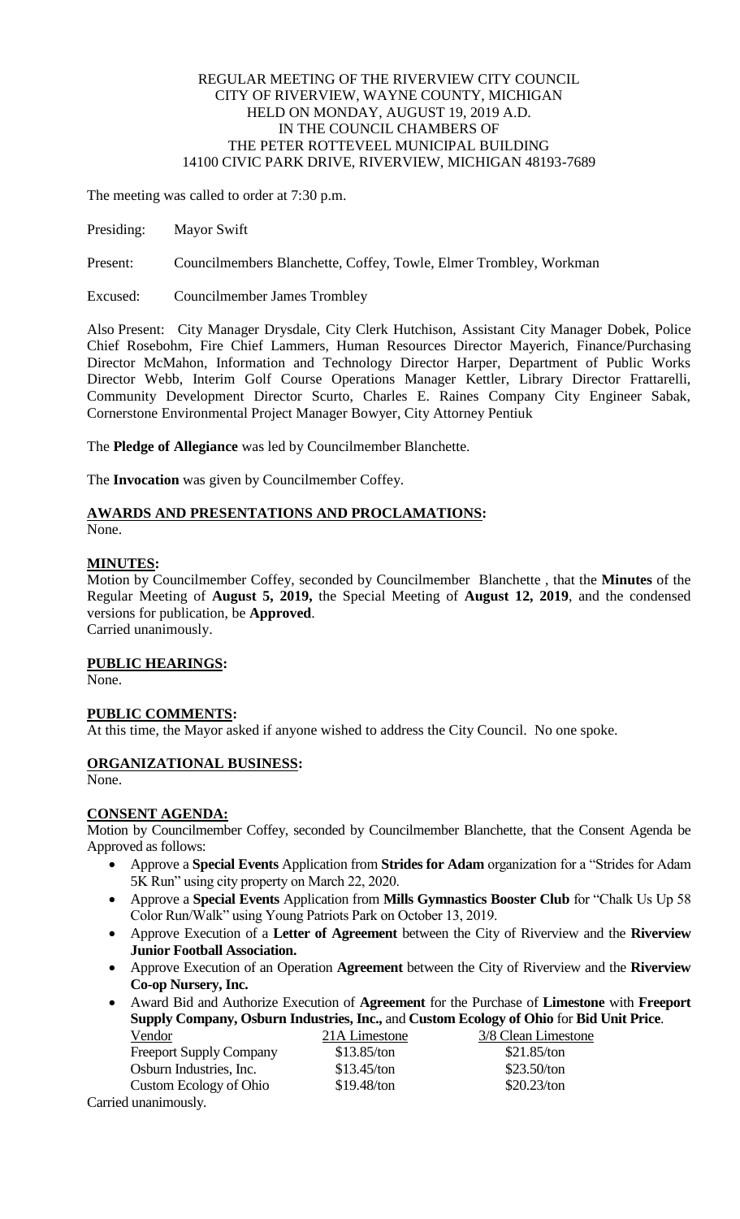REGULAR MEETING OF THE RIVERVIEW CITY COUNCIL
CITY OF RIVERVIEW, WAYNE COUNTY, MICHIGAN
HELD ON MONDAY, AUGUST 19, 2019 A.D.
IN THE COUNCIL CHAMBERS OF
THE PETER ROTTEVEEL MUNICIPAL BUILDING
14100 CIVIC PARK DRIVE, RIVERVIEW, MICHIGAN 48193-7689

The meeting was called to order at 7:30 p.m.

Presiding: Mayor Swift

Present: Councilmembers Blanchette, Coffey, Towle, Elmer Trombley, Workman

Excused: Councilmember James Trombley

Also Present: City Manager Drysdale, City Clerk Hutchison, Assistant City Manager Dobek, Police Chief Rosebohm, Fire Chief Lammers, Human Resources Director Mayerich, Finance/Purchasing Director McMahon, Information and Technology Director Harper, Department of Public Works Director Webb, Interim Golf Course Operations Manager Kettler, Library Director Frattarelli, Community Development Director Scurto, Charles E. Raines Company City Engineer Sabak, Cornerstone Environmental Project Manager Bowyer, City Attorney Pentiuk

The **Pledge of Allegiance** was led by Councilmember Blanchette.

The **Invocation** was given by Councilmember Coffey.

## AWARDS AND PRESENTATIONS AND PROCLAMATIONS:

None.

## MINUTES:

Motion by Councilmember Coffey, seconded by Councilmember Blanchette , that the **Minutes** of the Regular Meeting of **August 5, 2019,** the Special Meeting of **August 12, 2019**, and the condensed versions for publication, be **Approved**.
Carried unanimously.

## PUBLIC HEARINGS:

None.

## PUBLIC COMMENTS:

At this time, the Mayor asked if anyone wished to address the City Council. No one spoke.

## ORGANIZATIONAL BUSINESS:

None.

## CONSENT AGENDA:

Motion by Councilmember Coffey, seconded by Councilmember Blanchette, that the Consent Agenda be Approved as follows:

- Approve a **Special Events** Application from **Strides for Adam** organization for a "Strides for Adam 5K Run" using city property on March 22, 2020.
- Approve a **Special Events** Application from **Mills Gymnastics Booster Club** for "Chalk Us Up 58 Color Run/Walk" using Young Patriots Park on October 13, 2019.
- Approve Execution of a **Letter of Agreement** between the City of Riverview and the **Riverview Junior Football Association.**
- Approve Execution of an Operation **Agreement** between the City of Riverview and the **Riverview Co-op Nursery, Inc.**
- Award Bid and Authorize Execution of **Agreement** for the Purchase of **Limestone** with **Freeport Supply Company, Osburn Industries, Inc.,** and **Custom Ecology of Ohio** for **Bid Unit Price**.

| Vendor | 21A Limestone | 3/8 Clean Limestone |
|---|---|---|
| Freeport Supply Company | \$13.85/ton | \$21.85/ton |
| Osburn Industries, Inc. | \$13.45/ton | \$23.50/ton |
| Custom Ecology of Ohio | \$19.48/ton | \$20.23/ton |

Carried unanimously.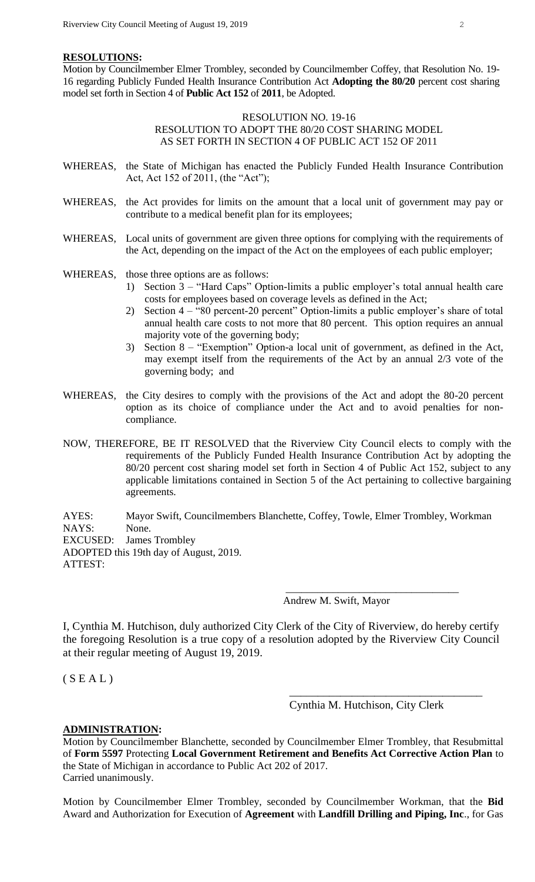**RESOLUTIONS:**

Motion by Councilmember Elmer Trombley, seconded by Councilmember Coffey, that Resolution No. 19-16 regarding Publicly Funded Health Insurance Contribution Act **Adopting the 80/20** percent cost sharing model set forth in Section 4 of **Public Act 152** of **2011**, be Adopted.

RESOLUTION NO. 19-16
RESOLUTION TO ADOPT THE 80/20 COST SHARING MODEL
AS SET FORTH IN SECTION 4 OF PUBLIC ACT 152 OF 2011

WHEREAS, the State of Michigan has enacted the Publicly Funded Health Insurance Contribution Act, Act 152 of 2011, (the "Act");

WHEREAS, the Act provides for limits on the amount that a local unit of government may pay or contribute to a medical benefit plan for its employees;

WHEREAS, Local units of government are given three options for complying with the requirements of the Act, depending on the impact of the Act on the employees of each public employer;

WHEREAS, those three options are as follows:

1) Section 3 – "Hard Caps" Option-limits a public employer's total annual health care costs for employees based on coverage levels as defined in the Act;
2) Section 4 – "80 percent-20 percent" Option-limits a public employer's share of total annual health care costs to not more that 80 percent. This option requires an annual majority vote of the governing body;
3) Section 8 – "Exemption" Option-a local unit of government, as defined in the Act, may exempt itself from the requirements of the Act by an annual 2/3 vote of the governing body; and

WHEREAS, the City desires to comply with the provisions of the Act and adopt the 80-20 percent option as its choice of compliance under the Act and to avoid penalties for non-compliance.

NOW, THEREFORE, BE IT RESOLVED that the Riverview City Council elects to comply with the requirements of the Publicly Funded Health Insurance Contribution Act by adopting the 80/20 percent cost sharing model set forth in Section 4 of Public Act 152, subject to any applicable limitations contained in Section 5 of the Act pertaining to collective bargaining agreements.

AYES: Mayor Swift, Councilmembers Blanchette, Coffey, Towle, Elmer Trombley, Workman
NAYS: None.
EXCUSED: James Trombley
ADOPTED this 19th day of August, 2019.
ATTEST:

\_\_\_\_\_\_\_\_\_\_\_\_\_\_\_\_\_\_\_\_\_\_\_\_\_\_\_\_\_\_\_\_
Andrew M. Swift, Mayor

I, Cynthia M. Hutchison, duly authorized City Clerk of the City of Riverview, do hereby certify the foregoing Resolution is a true copy of a resolution adopted by the Riverview City Council at their regular meeting of August 19, 2019.

( S E A L )

\_\_\_\_\_\_\_\_\_\_\_\_\_\_\_\_\_\_\_\_\_\_\_\_\_\_\_\_\_\_\_\_\_\_\_
Cynthia M. Hutchison, City Clerk

**ADMINISTRATION:**

Motion by Councilmember Blanchette, seconded by Councilmember Elmer Trombley, that Resubmittal of **Form 5597** Protecting **Local Government Retirement and Benefits Act Corrective Action Plan** to the State of Michigan in accordance to Public Act 202 of 2017.
Carried unanimously.

Motion by Councilmember Elmer Trombley, seconded by Councilmember Workman, that the **Bid** Award and Authorization for Execution of **Agreement** with **Landfill Drilling and Piping, Inc**., for Gas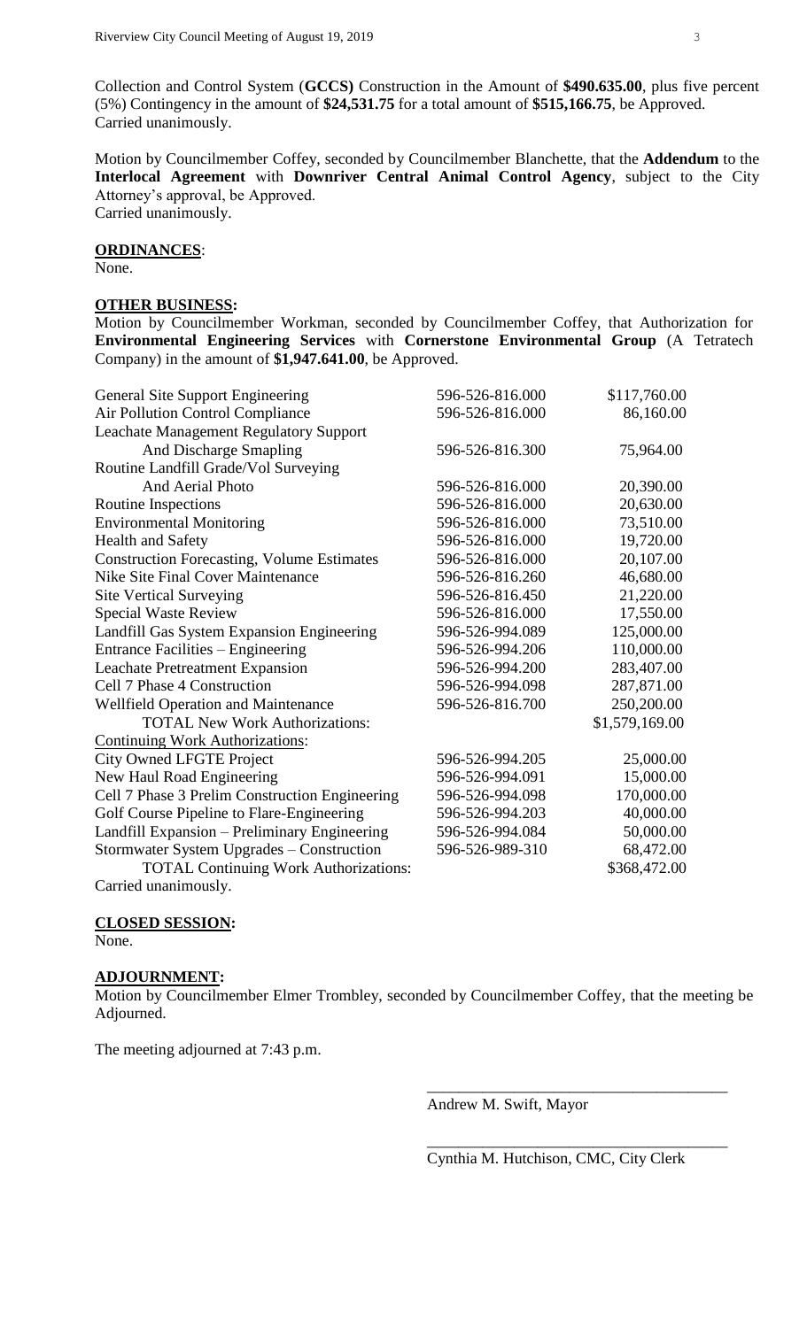Collection and Control System (**GCCS)** Construction in the Amount of **$490.635.00**, plus five percent (5%) Contingency in the amount of **$24,531.75** for a total amount of **$515,166.75**, be Approved.
Carried unanimously.

Motion by Councilmember Coffey, seconded by Councilmember Blanchette, that the **Addendum** to the **Interlocal Agreement** with **Downriver Central Animal Control Agency**, subject to the City Attorney's approval, be Approved.
Carried unanimously.

**ORDINANCES**:
None.

**OTHER BUSINESS:**
Motion by Councilmember Workman, seconded by Councilmember Coffey, that Authorization for **Environmental Engineering Services** with **Cornerstone Environmental Group** (A Tetratech Company) in the amount of **$1,947.641.00**, be Approved.

| | | |
|---|---|---|
| General Site Support Engineering | 596-526-816.000 | $117,760.00 |
| Air Pollution Control Compliance | 596-526-816.000 | 86,160.00 |
| Leachate Management Regulatory Support And Discharge Smapling | 596-526-816.300 | 75,964.00 |
| Routine Landfill Grade/Vol Surveying And Aerial Photo | 596-526-816.000 | 20,390.00 |
| Routine Inspections | 596-526-816.000 | 20,630.00 |
| Environmental Monitoring | 596-526-816.000 | 73,510.00 |
| Health and Safety | 596-526-816.000 | 19,720.00 |
| Construction Forecasting, Volume Estimates | 596-526-816.000 | 20,107.00 |
| Nike Site Final Cover Maintenance | 596-526-816.260 | 46,680.00 |
| Site Vertical Surveying | 596-526-816.450 | 21,220.00 |
| Special Waste Review | 596-526-816.000 | 17,550.00 |
| Landfill Gas System Expansion Engineering | 596-526-994.089 | 125,000.00 |
| Entrance Facilities – Engineering | 596-526-994.206 | 110,000.00 |
| Leachate Pretreatment Expansion | 596-526-994.200 | 283,407.00 |
| Cell 7 Phase 4 Construction | 596-526-994.098 | 287,871.00 |
| Wellfield Operation and Maintenance | 596-526-816.700 | 250,200.00 |
| TOTAL New Work Authorizations: | | $1,579,169.00 |
| Continuing Work Authorizations: | | |
| City Owned LFGTE Project | 596-526-994.205 | 25,000.00 |
| New Haul Road Engineering | 596-526-994.091 | 15,000.00 |
| Cell 7 Phase 3 Prelim Construction Engineering | 596-526-994.098 | 170,000.00 |
| Golf Course Pipeline to Flare-Engineering | 596-526-994.203 | 40,000.00 |
| Landfill Expansion – Preliminary Engineering | 596-526-994.084 | 50,000.00 |
| Stormwater System Upgrades – Construction | 596-526-989-310 | 68,472.00 |
| TOTAL Continuing Work Authorizations: | | $368,472.00 |

Carried unanimously.

**CLOSED SESSION:**
None.

**ADJOURNMENT:**
Motion by Councilmember Elmer Trombley, seconded by Councilmember Coffey, that the meeting be Adjourned.

The meeting adjourned at 7:43 p.m.

\_\_\_\_\_\_\_\_\_\_\_\_\_\_\_\_\_\_\_\_\_\_\_\_\_\_\_\_\_\_\_\_\_\_\_\_\_\_
Andrew M. Swift, Mayor

\_\_\_\_\_\_\_\_\_\_\_\_\_\_\_\_\_\_\_\_\_\_\_\_\_\_\_\_\_\_\_\_\_\_\_\_\_\_
Cynthia M. Hutchison, CMC, City Clerk